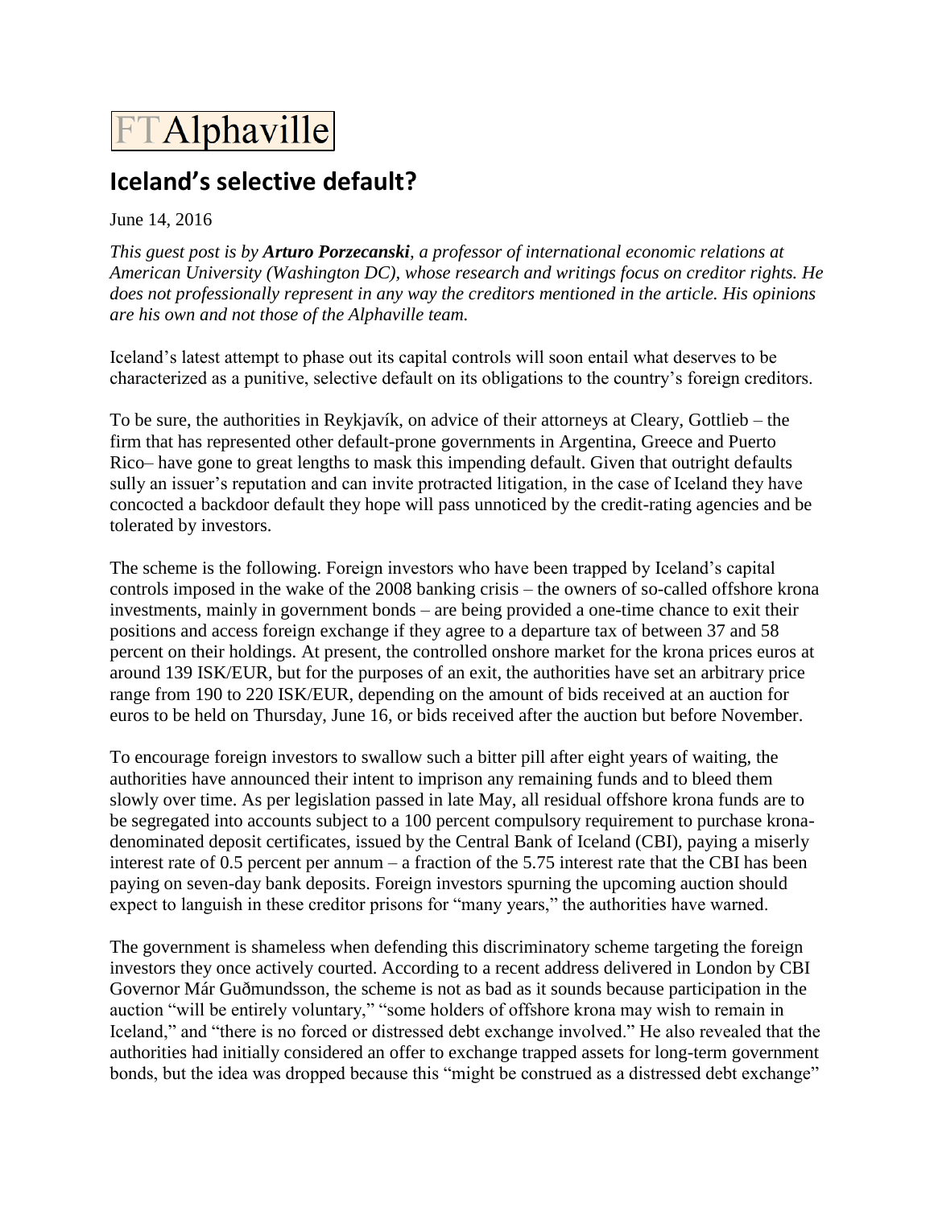FTAlphaville

## Iceland's selective default?

June 14, 2016

*This guest post is by **Arturo Porzecanski**, a professor of international economic relations at American University (Washington DC), whose research and writings focus on creditor rights. He does not professionally represent in any way the creditors mentioned in the article. His opinions are his own and not those of the Alphaville team.*

Iceland's latest attempt to phase out its capital controls will soon entail what deserves to be characterized as a punitive, selective default on its obligations to the country's foreign creditors.

To be sure, the authorities in Reykjavík, on advice of their attorneys at Cleary, Gottlieb – the firm that has represented other default-prone governments in Argentina, Greece and Puerto Rico– have gone to great lengths to mask this impending default. Given that outright defaults sully an issuer's reputation and can invite protracted litigation, in the case of Iceland they have concocted a backdoor default they hope will pass unnoticed by the credit-rating agencies and be tolerated by investors.

The scheme is the following. Foreign investors who have been trapped by Iceland's capital controls imposed in the wake of the 2008 banking crisis – the owners of so-called offshore krona investments, mainly in government bonds – are being provided a one-time chance to exit their positions and access foreign exchange if they agree to a departure tax of between 37 and 58 percent on their holdings. At present, the controlled onshore market for the krona prices euros at around 139 ISK/EUR, but for the purposes of an exit, the authorities have set an arbitrary price range from 190 to 220 ISK/EUR, depending on the amount of bids received at an auction for euros to be held on Thursday, June 16, or bids received after the auction but before November.

To encourage foreign investors to swallow such a bitter pill after eight years of waiting, the authorities have announced their intent to imprison any remaining funds and to bleed them slowly over time. As per legislation passed in late May, all residual offshore krona funds are to be segregated into accounts subject to a 100 percent compulsory requirement to purchase krona-denominated deposit certificates, issued by the Central Bank of Iceland (CBI), paying a miserly interest rate of 0.5 percent per annum – a fraction of the 5.75 interest rate that the CBI has been paying on seven-day bank deposits. Foreign investors spurning the upcoming auction should expect to languish in these creditor prisons for "many years," the authorities have warned.

The government is shameless when defending this discriminatory scheme targeting the foreign investors they once actively courted. According to a recent address delivered in London by CBI Governor Már Guðmundsson, the scheme is not as bad as it sounds because participation in the auction "will be entirely voluntary," "some holders of offshore krona may wish to remain in Iceland," and "there is no forced or distressed debt exchange involved." He also revealed that the authorities had initially considered an offer to exchange trapped assets for long-term government bonds, but the idea was dropped because this "might be construed as a distressed debt exchange"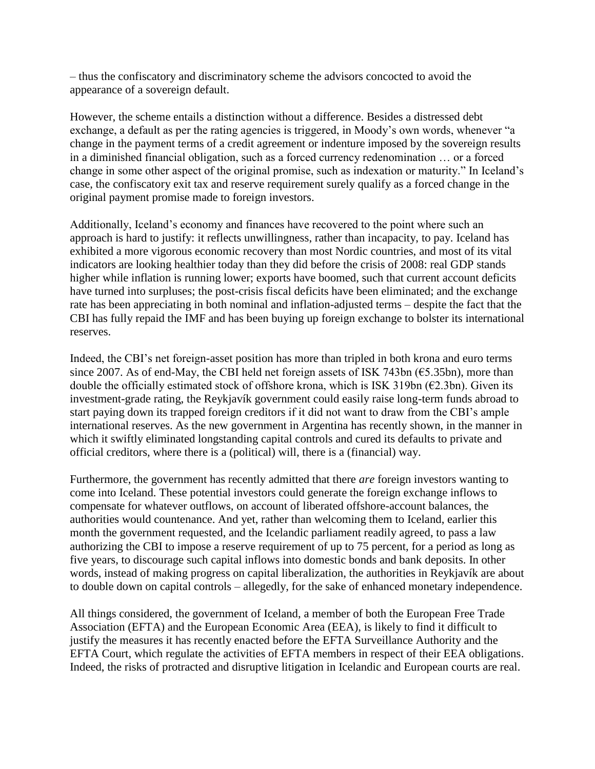– thus the confiscatory and discriminatory scheme the advisors concocted to avoid the appearance of a sovereign default.

However, the scheme entails a distinction without a difference. Besides a distressed debt exchange, a default as per the rating agencies is triggered, in Moody's own words, whenever "a change in the payment terms of a credit agreement or indenture imposed by the sovereign results in a diminished financial obligation, such as a forced currency redenomination … or a forced change in some other aspect of the original promise, such as indexation or maturity." In Iceland's case, the confiscatory exit tax and reserve requirement surely qualify as a forced change in the original payment promise made to foreign investors.

Additionally, Iceland's economy and finances have recovered to the point where such an approach is hard to justify: it reflects unwillingness, rather than incapacity, to pay. Iceland has exhibited a more vigorous economic recovery than most Nordic countries, and most of its vital indicators are looking healthier today than they did before the crisis of 2008: real GDP stands higher while inflation is running lower; exports have boomed, such that current account deficits have turned into surpluses; the post-crisis fiscal deficits have been eliminated; and the exchange rate has been appreciating in both nominal and inflation-adjusted terms – despite the fact that the CBI has fully repaid the IMF and has been buying up foreign exchange to bolster its international reserves.

Indeed, the CBI's net foreign-asset position has more than tripled in both krona and euro terms since 2007. As of end-May, the CBI held net foreign assets of ISK 743bn (€5.35bn), more than double the officially estimated stock of offshore krona, which is ISK 319bn (€2.3bn). Given its investment-grade rating, the Reykjavík government could easily raise long-term funds abroad to start paying down its trapped foreign creditors if it did not want to draw from the CBI's ample international reserves. As the new government in Argentina has recently shown, in the manner in which it swiftly eliminated longstanding capital controls and cured its defaults to private and official creditors, where there is a (political) will, there is a (financial) way.

Furthermore, the government has recently admitted that there *are* foreign investors wanting to come into Iceland. These potential investors could generate the foreign exchange inflows to compensate for whatever outflows, on account of liberated offshore-account balances, the authorities would countenance. And yet, rather than welcoming them to Iceland, earlier this month the government requested, and the Icelandic parliament readily agreed, to pass a law authorizing the CBI to impose a reserve requirement of up to 75 percent, for a period as long as five years, to discourage such capital inflows into domestic bonds and bank deposits. In other words, instead of making progress on capital liberalization, the authorities in Reykjavík are about to double down on capital controls – allegedly, for the sake of enhanced monetary independence.

All things considered, the government of Iceland, a member of both the European Free Trade Association (EFTA) and the European Economic Area (EEA), is likely to find it difficult to justify the measures it has recently enacted before the EFTA Surveillance Authority and the EFTA Court, which regulate the activities of EFTA members in respect of their EEA obligations. Indeed, the risks of protracted and disruptive litigation in Icelandic and European courts are real.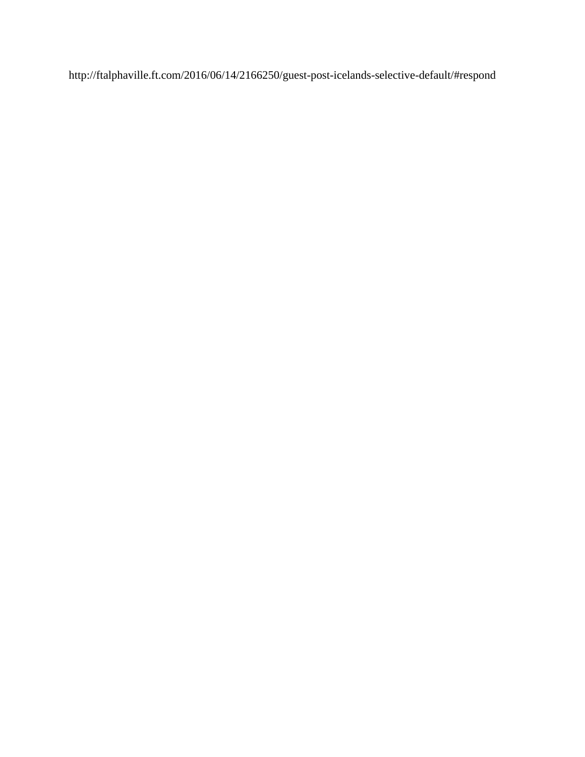http://ftalphaville.ft.com/2016/06/14/2166250/guest-post-icelands-selective-default/#respond